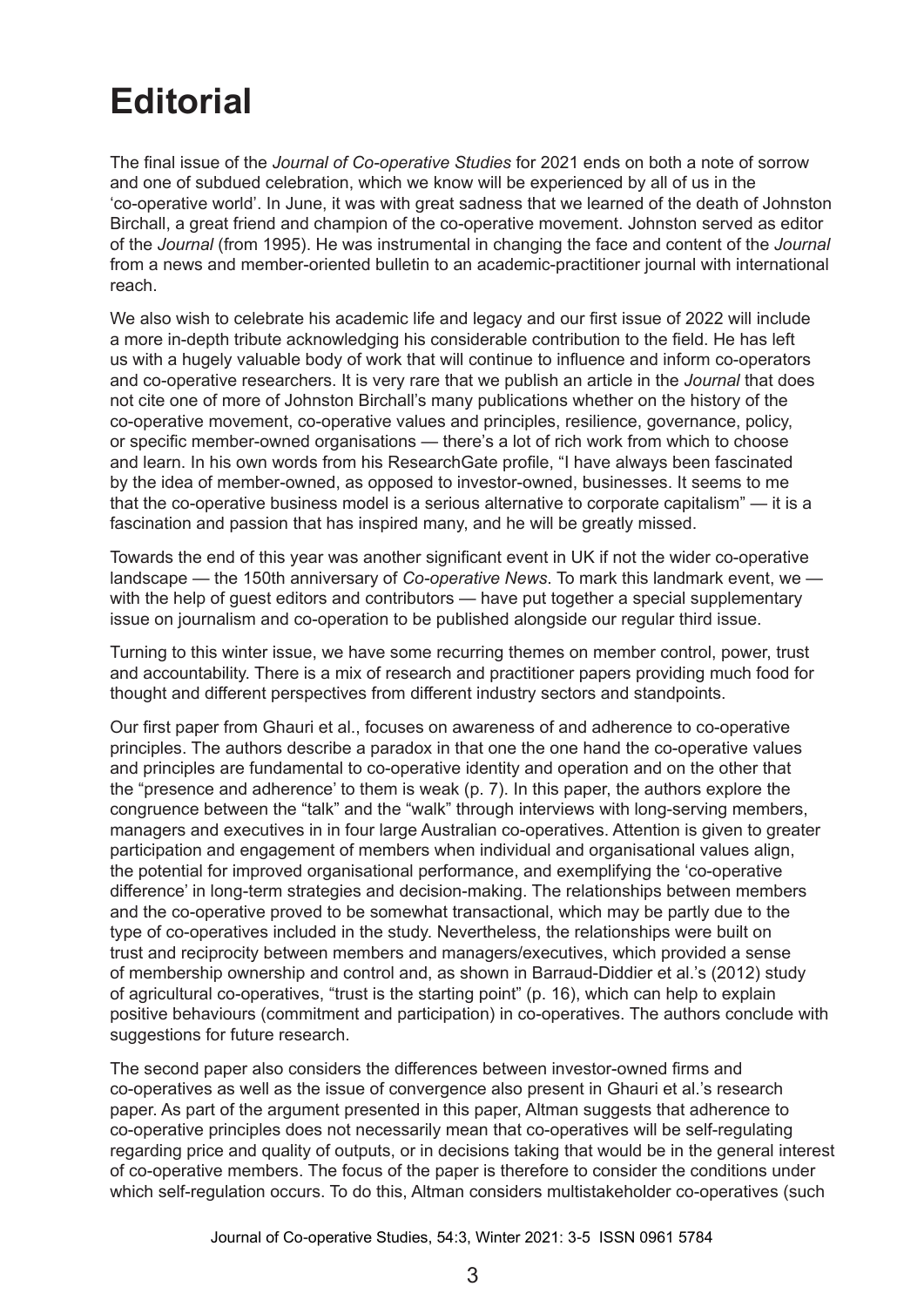# Editorial

The final issue of the *Journal of Co-operative Studies* for 2021 ends on both a note of sorrow and one of subdued celebration, which we know will be experienced by all of us in the 'co-operative world'. In June, it was with great sadness that we learned of the death of Johnston Birchall, a great friend and champion of the co-operative movement. Johnston served as editor of the *Journal* (from 1995). He was instrumental in changing the face and content of the *Journal* from a news and member-oriented bulletin to an academic-practitioner journal with international reach.

We also wish to celebrate his academic life and legacy and our first issue of 2022 will include a more in-depth tribute acknowledging his considerable contribution to the field. He has left us with a hugely valuable body of work that will continue to influence and inform co-operators and co-operative researchers. It is very rare that we publish an article in the *Journal* that does not cite one of more of Johnston Birchall's many publications whether on the history of the co-operative movement, co-operative values and principles, resilience, governance, policy, or specific member-owned organisations — there's a lot of rich work from which to choose and learn. In his own words from his ResearchGate profile, "I have always been fascinated by the idea of member-owned, as opposed to investor-owned, businesses. It seems to me that the co-operative business model is a serious alternative to corporate capitalism" — it is a fascination and passion that has inspired many, and he will be greatly missed.

Towards the end of this year was another significant event in UK if not the wider co-operative landscape — the 150th anniversary of *Co-operative News*. To mark this landmark event, we — with the help of guest editors and contributors — have put together a special supplementary issue on journalism and co-operation to be published alongside our regular third issue.

Turning to this winter issue, we have some recurring themes on member control, power, trust and accountability. There is a mix of research and practitioner papers providing much food for thought and different perspectives from different industry sectors and standpoints.

Our first paper from Ghauri et al., focuses on awareness of and adherence to co-operative principles. The authors describe a paradox in that one the one hand the co-operative values and principles are fundamental to co-operative identity and operation and on the other that the "presence and adherence' to them is weak (p. 7). In this paper, the authors explore the congruence between the "talk" and the "walk" through interviews with long-serving members, managers and executives in in four large Australian co-operatives. Attention is given to greater participation and engagement of members when individual and organisational values align, the potential for improved organisational performance, and exemplifying the 'co-operative difference' in long-term strategies and decision-making. The relationships between members and the co-operative proved to be somewhat transactional, which may be partly due to the type of co-operatives included in the study. Nevertheless, the relationships were built on trust and reciprocity between members and managers/executives, which provided a sense of membership ownership and control and, as shown in Barraud-Diddier et al.'s (2012) study of agricultural co-operatives, "trust is the starting point" (p. 16), which can help to explain positive behaviours (commitment and participation) in co-operatives. The authors conclude with suggestions for future research.

The second paper also considers the differences between investor-owned firms and co-operatives as well as the issue of convergence also present in Ghauri et al.'s research paper. As part of the argument presented in this paper, Altman suggests that adherence to co-operative principles does not necessarily mean that co-operatives will be self-regulating regarding price and quality of outputs, or in decisions taking that would be in the general interest of co-operative members. The focus of the paper is therefore to consider the conditions under which self-regulation occurs. To do this, Altman considers multistakeholder co-operatives (such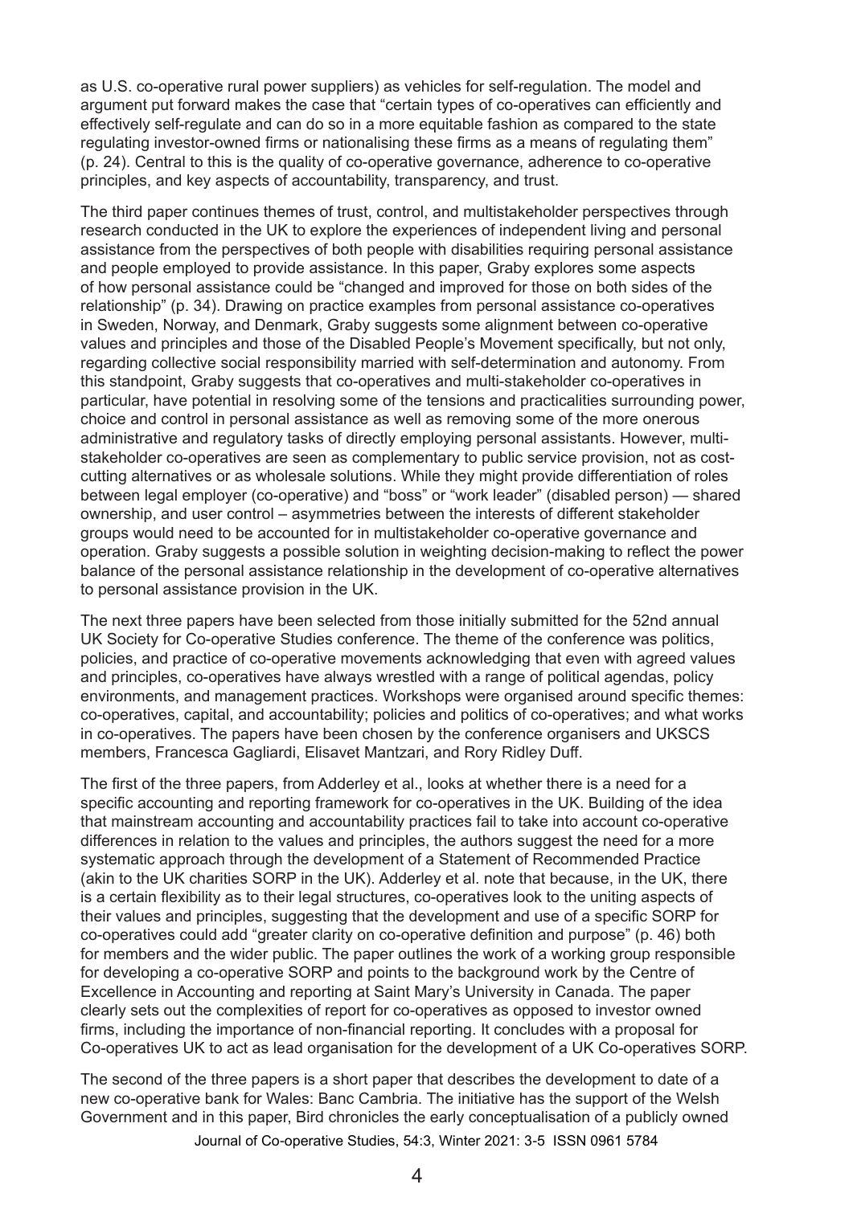as U.S. co-operative rural power suppliers) as vehicles for self-regulation. The model and argument put forward makes the case that "certain types of co-operatives can efficiently and effectively self-regulate and can do so in a more equitable fashion as compared to the state regulating investor-owned firms or nationalising these firms as a means of regulating them" (p. 24). Central to this is the quality of co-operative governance, adherence to co-operative principles, and key aspects of accountability, transparency, and trust.

The third paper continues themes of trust, control, and multistakeholder perspectives through research conducted in the UK to explore the experiences of independent living and personal assistance from the perspectives of both people with disabilities requiring personal assistance and people employed to provide assistance. In this paper, Graby explores some aspects of how personal assistance could be "changed and improved for those on both sides of the relationship" (p. 34). Drawing on practice examples from personal assistance co-operatives in Sweden, Norway, and Denmark, Graby suggests some alignment between co-operative values and principles and those of the Disabled People's Movement specifically, but not only, regarding collective social responsibility married with self-determination and autonomy. From this standpoint, Graby suggests that co-operatives and multi-stakeholder co-operatives in particular, have potential in resolving some of the tensions and practicalities surrounding power, choice and control in personal assistance as well as removing some of the more onerous administrative and regulatory tasks of directly employing personal assistants. However, multi-stakeholder co-operatives are seen as complementary to public service provision, not as cost-cutting alternatives or as wholesale solutions. While they might provide differentiation of roles between legal employer (co-operative) and "boss" or "work leader" (disabled person) — shared ownership, and user control – asymmetries between the interests of different stakeholder groups would need to be accounted for in multistakeholder co-operative governance and operation. Graby suggests a possible solution in weighting decision-making to reflect the power balance of the personal assistance relationship in the development of co-operative alternatives to personal assistance provision in the UK.

The next three papers have been selected from those initially submitted for the 52nd annual UK Society for Co-operative Studies conference. The theme of the conference was politics, policies, and practice of co-operative movements acknowledging that even with agreed values and principles, co-operatives have always wrestled with a range of political agendas, policy environments, and management practices. Workshops were organised around specific themes: co-operatives, capital, and accountability; policies and politics of co-operatives; and what works in co-operatives. The papers have been chosen by the conference organisers and UKSCS members, Francesca Gagliardi, Elisavet Mantzari, and Rory Ridley Duff.

The first of the three papers, from Adderley et al., looks at whether there is a need for a specific accounting and reporting framework for co-operatives in the UK. Building of the idea that mainstream accounting and accountability practices fail to take into account co-operative differences in relation to the values and principles, the authors suggest the need for a more systematic approach through the development of a Statement of Recommended Practice (akin to the UK charities SORP in the UK). Adderley et al. note that because, in the UK, there is a certain flexibility as to their legal structures, co-operatives look to the uniting aspects of their values and principles, suggesting that the development and use of a specific SORP for co-operatives could add "greater clarity on co-operative definition and purpose" (p. 46) both for members and the wider public. The paper outlines the work of a working group responsible for developing a co-operative SORP and points to the background work by the Centre of Excellence in Accounting and reporting at Saint Mary's University in Canada. The paper clearly sets out the complexities of report for co-operatives as opposed to investor owned firms, including the importance of non-financial reporting. It concludes with a proposal for Co-operatives UK to act as lead organisation for the development of a UK Co-operatives SORP.

The second of the three papers is a short paper that describes the development to date of a new co-operative bank for Wales: Banc Cambria. The initiative has the support of the Welsh Government and in this paper, Bird chronicles the early conceptualisation of a publicly owned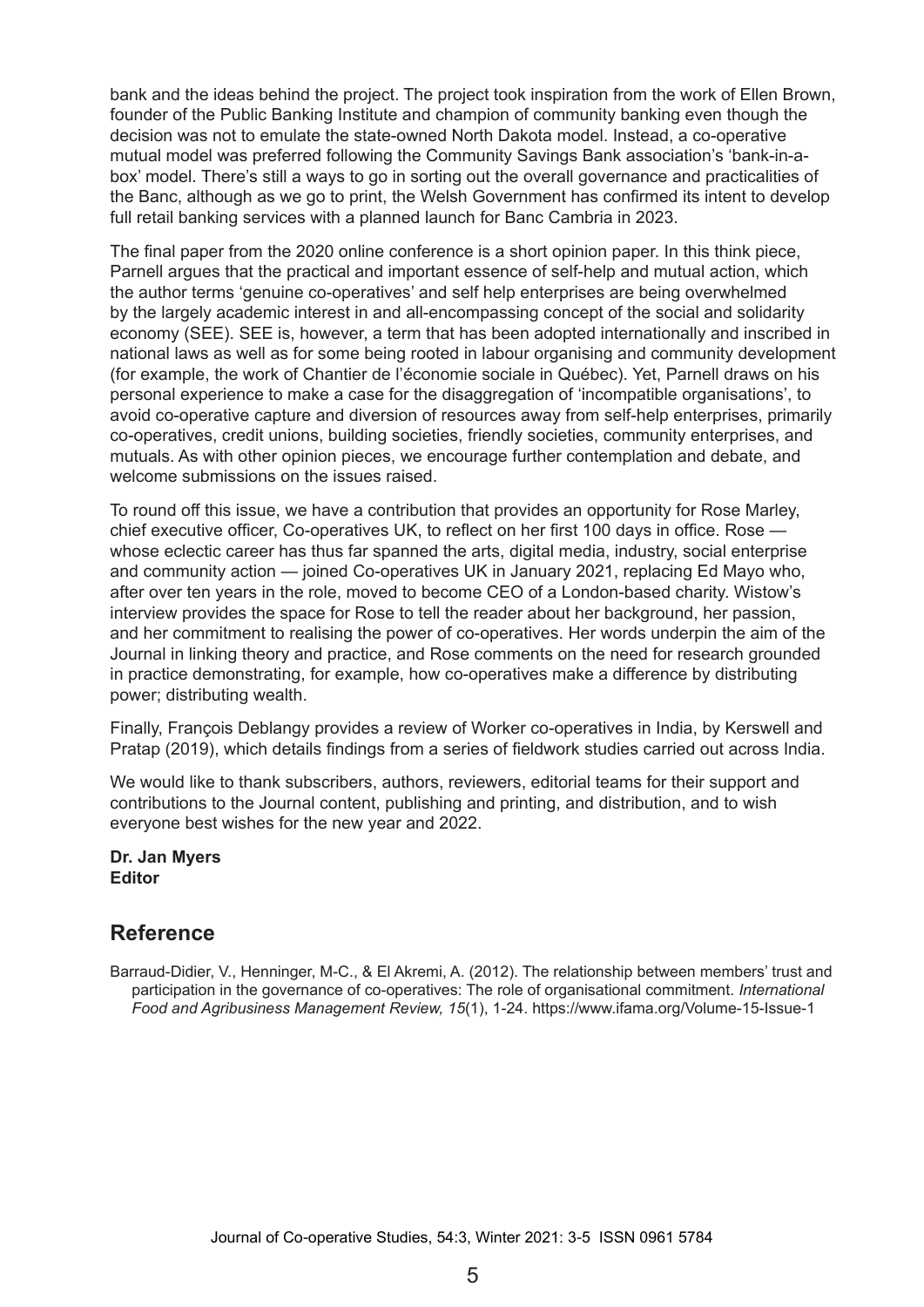bank and the ideas behind the project. The project took inspiration from the work of Ellen Brown, founder of the Public Banking Institute and champion of community banking even though the decision was not to emulate the state-owned North Dakota model. Instead, a co-operative mutual model was preferred following the Community Savings Bank association's 'bank-in-a-box' model. There's still a ways to go in sorting out the overall governance and practicalities of the Banc, although as we go to print, the Welsh Government has confirmed its intent to develop full retail banking services with a planned launch for Banc Cambria in 2023.

The final paper from the 2020 online conference is a short opinion paper. In this think piece, Parnell argues that the practical and important essence of self-help and mutual action, which the author terms 'genuine co-operatives' and self help enterprises are being overwhelmed by the largely academic interest in and all-encompassing concept of the social and solidarity economy (SEE). SEE is, however, a term that has been adopted internationally and inscribed in national laws as well as for some being rooted in labour organising and community development (for example, the work of Chantier de l'économie sociale in Québec). Yet, Parnell draws on his personal experience to make a case for the disaggregation of 'incompatible organisations', to avoid co-operative capture and diversion of resources away from self-help enterprises, primarily co-operatives, credit unions, building societies, friendly societies, community enterprises, and mutuals. As with other opinion pieces, we encourage further contemplation and debate, and welcome submissions on the issues raised.

To round off this issue, we have a contribution that provides an opportunity for Rose Marley, chief executive officer, Co-operatives UK, to reflect on her first 100 days in office. Rose — whose eclectic career has thus far spanned the arts, digital media, industry, social enterprise and community action — joined Co-operatives UK in January 2021, replacing Ed Mayo who, after over ten years in the role, moved to become CEO of a London-based charity. Wistow's interview provides the space for Rose to tell the reader about her background, her passion, and her commitment to realising the power of co-operatives. Her words underpin the aim of the Journal in linking theory and practice, and Rose comments on the need for research grounded in practice demonstrating, for example, how co-operatives make a difference by distributing power; distributing wealth.

Finally, François Deblangy provides a review of Worker co-operatives in India, by Kerswell and Pratap (2019), which details findings from a series of fieldwork studies carried out across India.

We would like to thank subscribers, authors, reviewers, editorial teams for their support and contributions to the Journal content, publishing and printing, and distribution, and to wish everyone best wishes for the new year and 2022.

**Dr. Jan Myers**
**Editor**

## Reference

Barraud-Didier, V., Henninger, M-C., & El Akremi, A. (2012). The relationship between members' trust and participation in the governance of co-operatives: The role of organisational commitment. *International Food and Agribusiness Management Review, 15*(1), 1-24. https://www.ifama.org/Volume-15-Issue-1